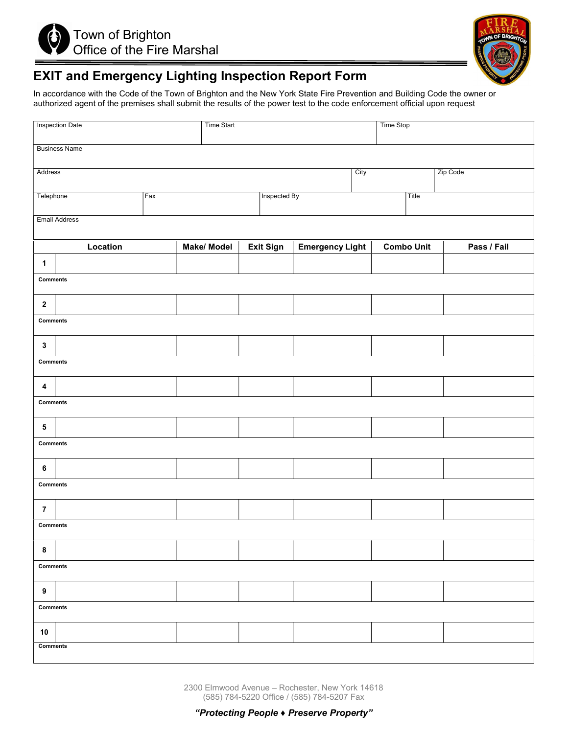Town of Brighton
Office of the Fire Marshal

# EXIT and Emergency Lighting Inspection Report Form

In accordance with the Code of the Town of Brighton and the New York State Fire Prevention and Building Code the owner or authorized agent of the premises shall submit the results of the power test to the code enforcement official upon request

| Inspection Date | | Time Start | | Time Stop |
|---|---|---|---|---|
| Business Name | | | | |
| Address | | | City | Zip Code |
| Telephone | Fax | Inspected By | | Title |
| Email Address | | | | |

| | Location | Make/ Model | Exit Sign | Emergency Light | Combo Unit | Pass / Fail |
|---|---|---|---|---|---|---|
| 1 | | | | | | |
| Comments | | | | | | |
| 2 | | | | | | |
| Comments | | | | | | |
| 3 | | | | | | |
| Comments | | | | | | |
| 4 | | | | | | |
| Comments | | | | | | |
| 5 | | | | | | |
| Comments | | | | | | |
| 6 | | | | | | |
| Comments | | | | | | |
| 7 | | | | | | |
| Comments | | | | | | |
| 8 | | | | | | |
| Comments | | | | | | |
| 9 | | | | | | |
| Comments | | | | | | |
| 10 | | | | | | |
| Comments | | | | | | |

2300 Elmwood Avenue – Rochester, New York 14618
(585) 784-5220 Office / (585) 784-5207 Fax

***"Protecting People ♦ Preserve Property"***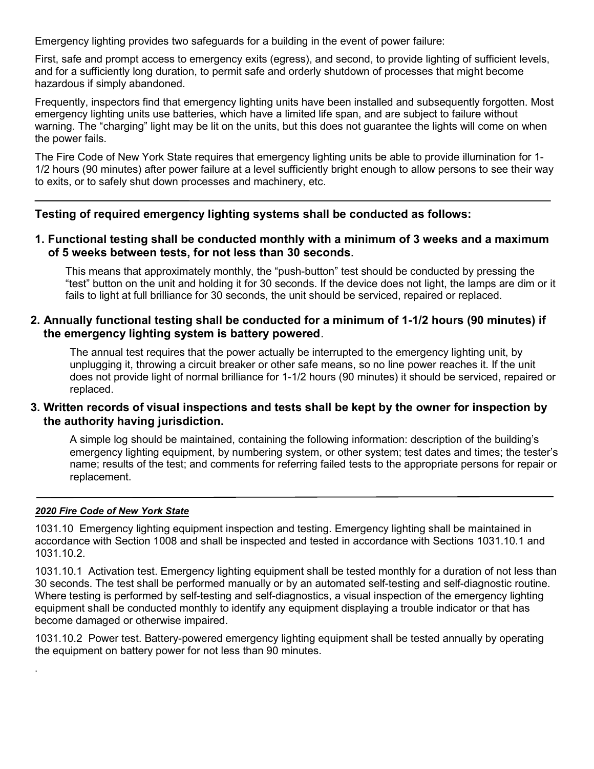Emergency lighting provides two safeguards for a building in the event of power failure:

First, safe and prompt access to emergency exits (egress), and second, to provide lighting of sufficient levels, and for a sufficiently long duration, to permit safe and orderly shutdown of processes that might become hazardous if simply abandoned.

Frequently, inspectors find that emergency lighting units have been installed and subsequently forgotten. Most emergency lighting units use batteries, which have a limited life span, and are subject to failure without warning. The "charging" light may be lit on the units, but this does not guarantee the lights will come on when the power fails.

The Fire Code of New York State requires that emergency lighting units be able to provide illumination for 1-1/2 hours (90 minutes) after power failure at a level sufficiently bright enough to allow persons to see their way to exits, or to safely shut down processes and machinery, etc.

---

**Testing of required emergency lighting systems shall be conducted as follows:**

**1. Functional testing shall be conducted monthly with a minimum of 3 weeks and a maximum of 5 weeks between tests, for not less than 30 seconds**.

This means that approximately monthly, the "push-button" test should be conducted by pressing the "test" button on the unit and holding it for 30 seconds. If the device does not light, the lamps are dim or it fails to light at full brilliance for 30 seconds, the unit should be serviced, repaired or replaced.

**2. Annually functional testing shall be conducted for a minimum of 1-1/2 hours (90 minutes) if the emergency lighting system is battery powered**.

The annual test requires that the power actually be interrupted to the emergency lighting unit, by unplugging it, throwing a circuit breaker or other safe means, so no line power reaches it. If the unit does not provide light of normal brilliance for 1-1/2 hours (90 minutes) it should be serviced, repaired or replaced.

**3. Written records of visual inspections and tests shall be kept by the owner for inspection by the authority having jurisdiction.**

A simple log should be maintained, containing the following information: description of the building's emergency lighting equipment, by numbering system, or other system; test dates and times; the tester's name; results of the test; and comments for referring failed tests to the appropriate persons for repair or replacement.

---

***2020 Fire Code of New York State***

1031.10 Emergency lighting equipment inspection and testing. Emergency lighting shall be maintained in accordance with Section 1008 and shall be inspected and tested in accordance with Sections 1031.10.1 and 1031.10.2.

1031.10.1 Activation test. Emergency lighting equipment shall be tested monthly for a duration of not less than 30 seconds. The test shall be performed manually or by an automated self-testing and self-diagnostic routine. Where testing is performed by self-testing and self-diagnostics, a visual inspection of the emergency lighting equipment shall be conducted monthly to identify any equipment displaying a trouble indicator or that has become damaged or otherwise impaired.

1031.10.2 Power test. Battery-powered emergency lighting equipment shall be tested annually by operating the equipment on battery power for not less than 90 minutes.

.